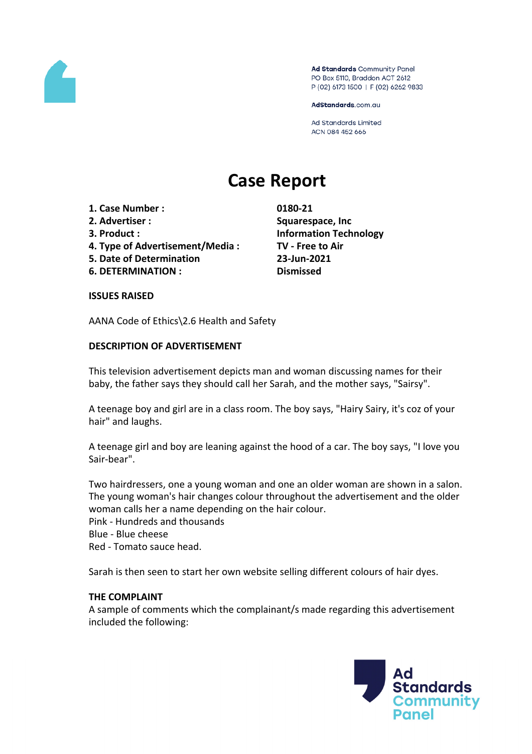Ad Standards Community Panel
PO Box 5110, Braddon ACT 2612
P (02) 6173 1500 | F (02) 6262 9833

AdStandards.com.au

Ad Standards Limited
ACN 084 452 666

# Case Report

| | |
|---|---|
| **1. Case Number :** | **0180-21** |
| **2. Advertiser :** | **Squarespace, Inc** |
| **3. Product :** | **Information Technology** |
| **4. Type of Advertisement/Media :** | **TV - Free to Air** |
| **5. Date of Determination** | **23-Jun-2021** |
| **6. DETERMINATION :** | **Dismissed** |

**ISSUES RAISED**

AANA Code of Ethics\2.6 Health and Safety

**DESCRIPTION OF ADVERTISEMENT**

This television advertisement depicts man and woman discussing names for their baby, the father says they should call her Sarah, and the mother says, "Sairsy".

A teenage boy and girl are in a class room. The boy says, "Hairy Sairy, it's coz of your hair" and laughs.

A teenage girl and boy are leaning against the hood of a car. The boy says, "I love you Sair-bear".

Two hairdressers, one a young woman and one an older woman are shown in a salon. The young woman's hair changes colour throughout the advertisement and the older woman calls her a name depending on the hair colour.
Pink - Hundreds and thousands
Blue - Blue cheese
Red - Tomato sauce head.

Sarah is then seen to start her own website selling different colours of hair dyes.

**THE COMPLAINT**
A sample of comments which the complainant/s made regarding this advertisement included the following: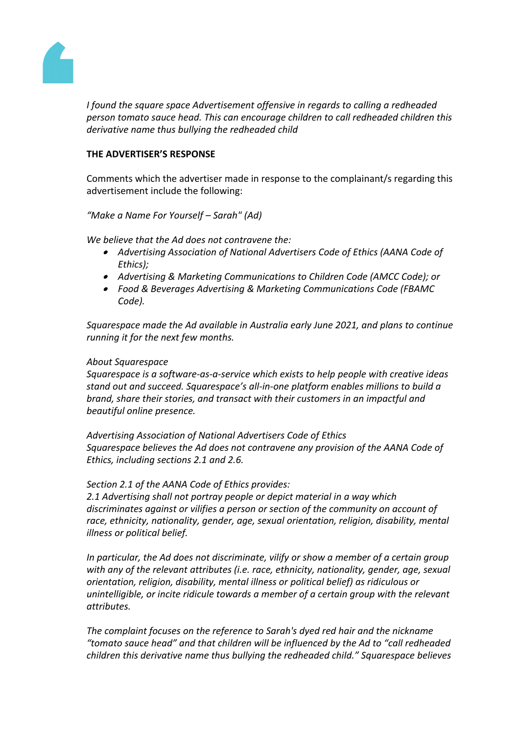*I found the square space Advertisement offensive in regards to calling a redheaded person tomato sauce head. This can encourage children to call redheaded children this derivative name thus bullying the redheaded child*

**THE ADVERTISER'S RESPONSE**

Comments which the advertiser made in response to the complainant/s regarding this advertisement include the following:

*"Make a Name For Yourself – Sarah" (Ad)*

*We believe that the Ad does not contravene the:*

- *Advertising Association of National Advertisers Code of Ethics (AANA Code of Ethics);*
- *Advertising & Marketing Communications to Children Code (AMCC Code); or*
- *Food & Beverages Advertising & Marketing Communications Code (FBAMC Code).*

*Squarespace made the Ad available in Australia early June 2021, and plans to continue running it for the next few months.*

*About Squarespace*
*Squarespace is a software-as-a-service which exists to help people with creative ideas stand out and succeed. Squarespace's all-in-one platform enables millions to build a brand, share their stories, and transact with their customers in an impactful and beautiful online presence.*

*Advertising Association of National Advertisers Code of Ethics*
*Squarespace believes the Ad does not contravene any provision of the AANA Code of Ethics, including sections 2.1 and 2.6.*

*Section 2.1 of the AANA Code of Ethics provides:*
*2.1 Advertising shall not portray people or depict material in a way which discriminates against or vilifies a person or section of the community on account of race, ethnicity, nationality, gender, age, sexual orientation, religion, disability, mental illness or political belief.*

*In particular, the Ad does not discriminate, vilify or show a member of a certain group with any of the relevant attributes (i.e. race, ethnicity, nationality, gender, age, sexual orientation, religion, disability, mental illness or political belief) as ridiculous or unintelligible, or incite ridicule towards a member of a certain group with the relevant attributes.*

*The complaint focuses on the reference to Sarah's dyed red hair and the nickname "tomato sauce head" and that children will be influenced by the Ad to "call redheaded children this derivative name thus bullying the redheaded child." Squarespace believes*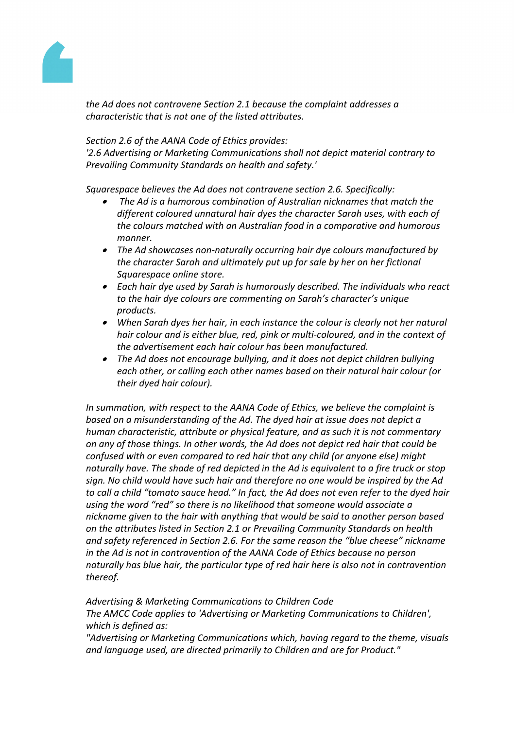*the Ad does not contravene Section 2.1 because the complaint addresses a characteristic that is not one of the listed attributes.*

*Section 2.6 of the AANA Code of Ethics provides:*
*'2.6 Advertising or Marketing Communications shall not depict material contrary to Prevailing Community Standards on health and safety.'*

*Squarespace believes the Ad does not contravene section 2.6. Specifically:*

- *The Ad is a humorous combination of Australian nicknames that match the different coloured unnatural hair dyes the character Sarah uses, with each of the colours matched with an Australian food in a comparative and humorous manner.*
- *The Ad showcases non-naturally occurring hair dye colours manufactured by the character Sarah and ultimately put up for sale by her on her fictional Squarespace online store.*
- *Each hair dye used by Sarah is humorously described. The individuals who react to the hair dye colours are commenting on Sarah's character's unique products.*
- *When Sarah dyes her hair, in each instance the colour is clearly not her natural hair colour and is either blue, red, pink or multi-coloured, and in the context of the advertisement each hair colour has been manufactured.*
- *The Ad does not encourage bullying, and it does not depict children bullying each other, or calling each other names based on their natural hair colour (or their dyed hair colour).*

*In summation, with respect to the AANA Code of Ethics, we believe the complaint is based on a misunderstanding of the Ad. The dyed hair at issue does not depict a human characteristic, attribute or physical feature, and as such it is not commentary on any of those things. In other words, the Ad does not depict red hair that could be confused with or even compared to red hair that any child (or anyone else) might naturally have. The shade of red depicted in the Ad is equivalent to a fire truck or stop sign. No child would have such hair and therefore no one would be inspired by the Ad to call a child "tomato sauce head." In fact, the Ad does not even refer to the dyed hair using the word "red" so there is no likelihood that someone would associate a nickname given to the hair with anything that would be said to another person based on the attributes listed in Section 2.1 or Prevailing Community Standards on health and safety referenced in Section 2.6. For the same reason the "blue cheese" nickname in the Ad is not in contravention of the AANA Code of Ethics because no person naturally has blue hair, the particular type of red hair here is also not in contravention thereof.*

*Advertising & Marketing Communications to Children Code*
*The AMCC Code applies to 'Advertising or Marketing Communications to Children', which is defined as:*
*"Advertising or Marketing Communications which, having regard to the theme, visuals and language used, are directed primarily to Children and are for Product."*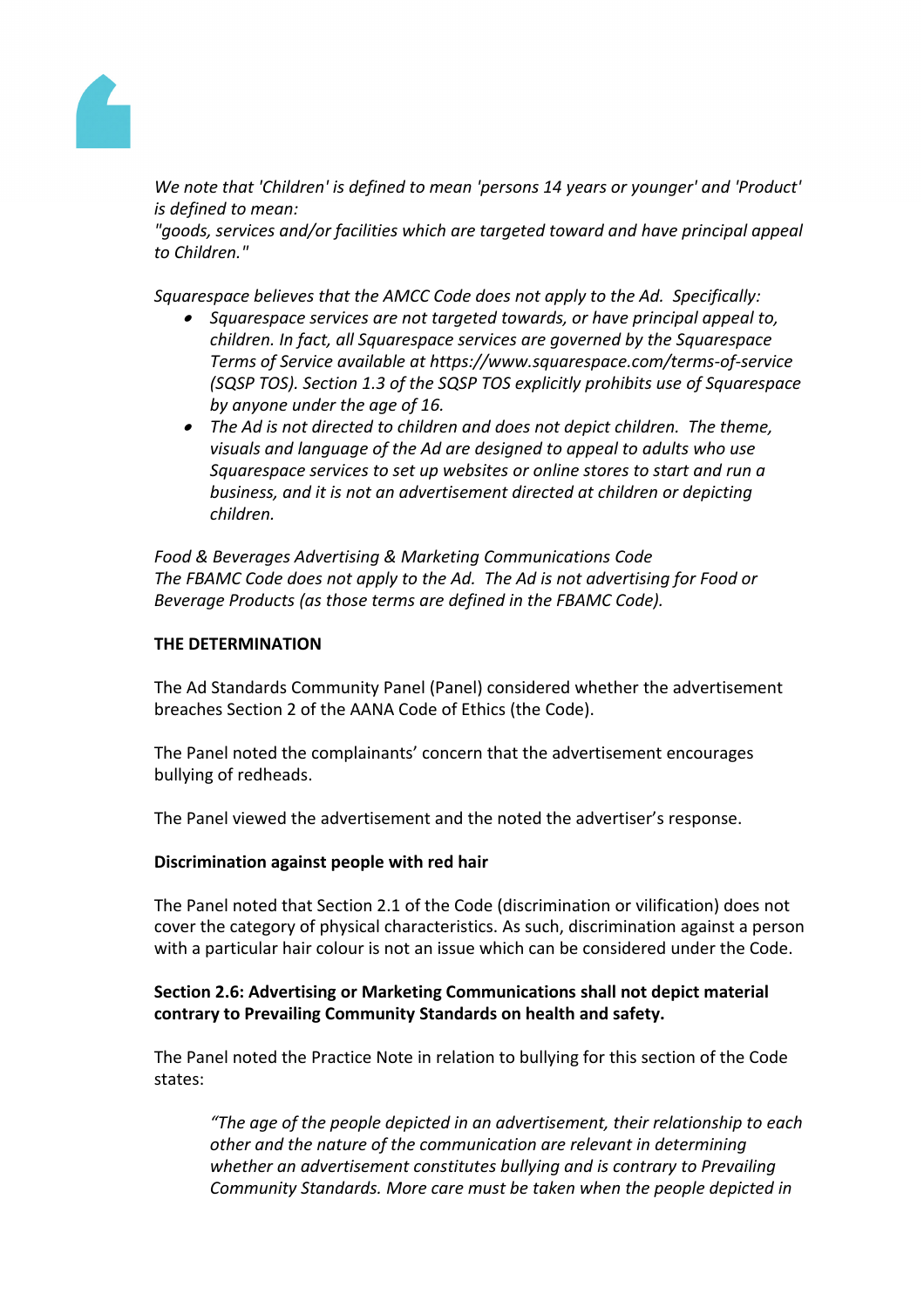*We note that 'Children' is defined to mean 'persons 14 years or younger' and 'Product' is defined to mean:*
*"goods, services and/or facilities which are targeted toward and have principal appeal to Children."*

*Squarespace believes that the AMCC Code does not apply to the Ad. Specifically:*

- *Squarespace services are not targeted towards, or have principal appeal to, children. In fact, all Squarespace services are governed by the Squarespace Terms of Service available at https://www.squarespace.com/terms-of-service (SQSP TOS). Section 1.3 of the SQSP TOS explicitly prohibits use of Squarespace by anyone under the age of 16.*
- *The Ad is not directed to children and does not depict children. The theme, visuals and language of the Ad are designed to appeal to adults who use Squarespace services to set up websites or online stores to start and run a business, and it is not an advertisement directed at children or depicting children.*

*Food & Beverages Advertising & Marketing Communications Code*
*The FBAMC Code does not apply to the Ad. The Ad is not advertising for Food or Beverage Products (as those terms are defined in the FBAMC Code).*

**THE DETERMINATION**

The Ad Standards Community Panel (Panel) considered whether the advertisement breaches Section 2 of the AANA Code of Ethics (the Code).

The Panel noted the complainants' concern that the advertisement encourages bullying of redheads.

The Panel viewed the advertisement and the noted the advertiser's response.

**Discrimination against people with red hair**

The Panel noted that Section 2.1 of the Code (discrimination or vilification) does not cover the category of physical characteristics. As such, discrimination against a person with a particular hair colour is not an issue which can be considered under the Code.

**Section 2.6: Advertising or Marketing Communications shall not depict material contrary to Prevailing Community Standards on health and safety.**

The Panel noted the Practice Note in relation to bullying for this section of the Code states:

> *"The age of the people depicted in an advertisement, their relationship to each other and the nature of the communication are relevant in determining whether an advertisement constitutes bullying and is contrary to Prevailing Community Standards. More care must be taken when the people depicted in*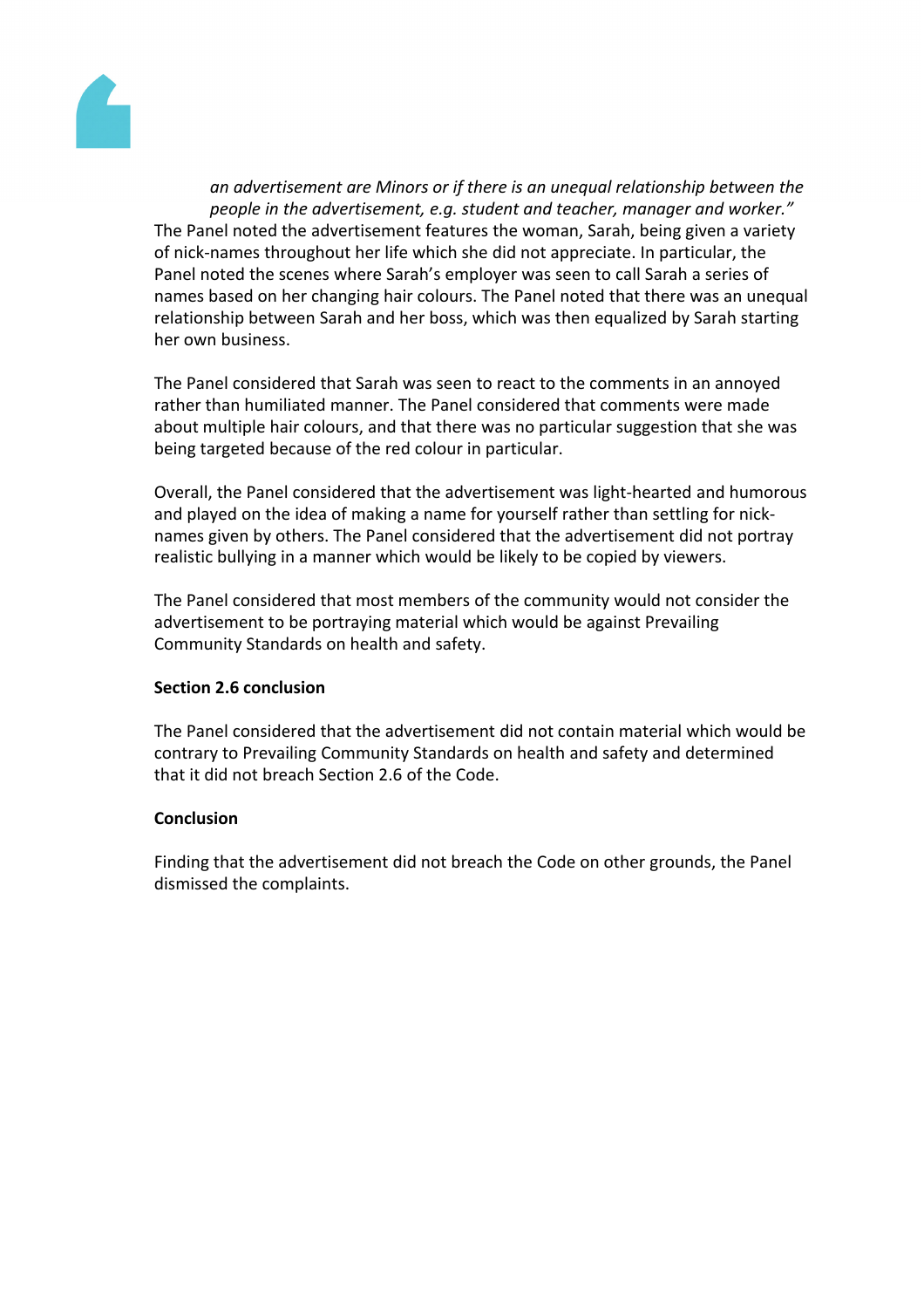*an advertisement are Minors or if there is an unequal relationship between the people in the advertisement, e.g. student and teacher, manager and worker."*

The Panel noted the advertisement features the woman, Sarah, being given a variety of nick-names throughout her life which she did not appreciate. In particular, the Panel noted the scenes where Sarah's employer was seen to call Sarah a series of names based on her changing hair colours. The Panel noted that there was an unequal relationship between Sarah and her boss, which was then equalized by Sarah starting her own business.

The Panel considered that Sarah was seen to react to the comments in an annoyed rather than humiliated manner. The Panel considered that comments were made about multiple hair colours, and that there was no particular suggestion that she was being targeted because of the red colour in particular.

Overall, the Panel considered that the advertisement was light-hearted and humorous and played on the idea of making a name for yourself rather than settling for nick-names given by others. The Panel considered that the advertisement did not portray realistic bullying in a manner which would be likely to be copied by viewers.

The Panel considered that most members of the community would not consider the advertisement to be portraying material which would be against Prevailing Community Standards on health and safety.

**Section 2.6 conclusion**

The Panel considered that the advertisement did not contain material which would be contrary to Prevailing Community Standards on health and safety and determined that it did not breach Section 2.6 of the Code.

**Conclusion**

Finding that the advertisement did not breach the Code on other grounds, the Panel dismissed the complaints.